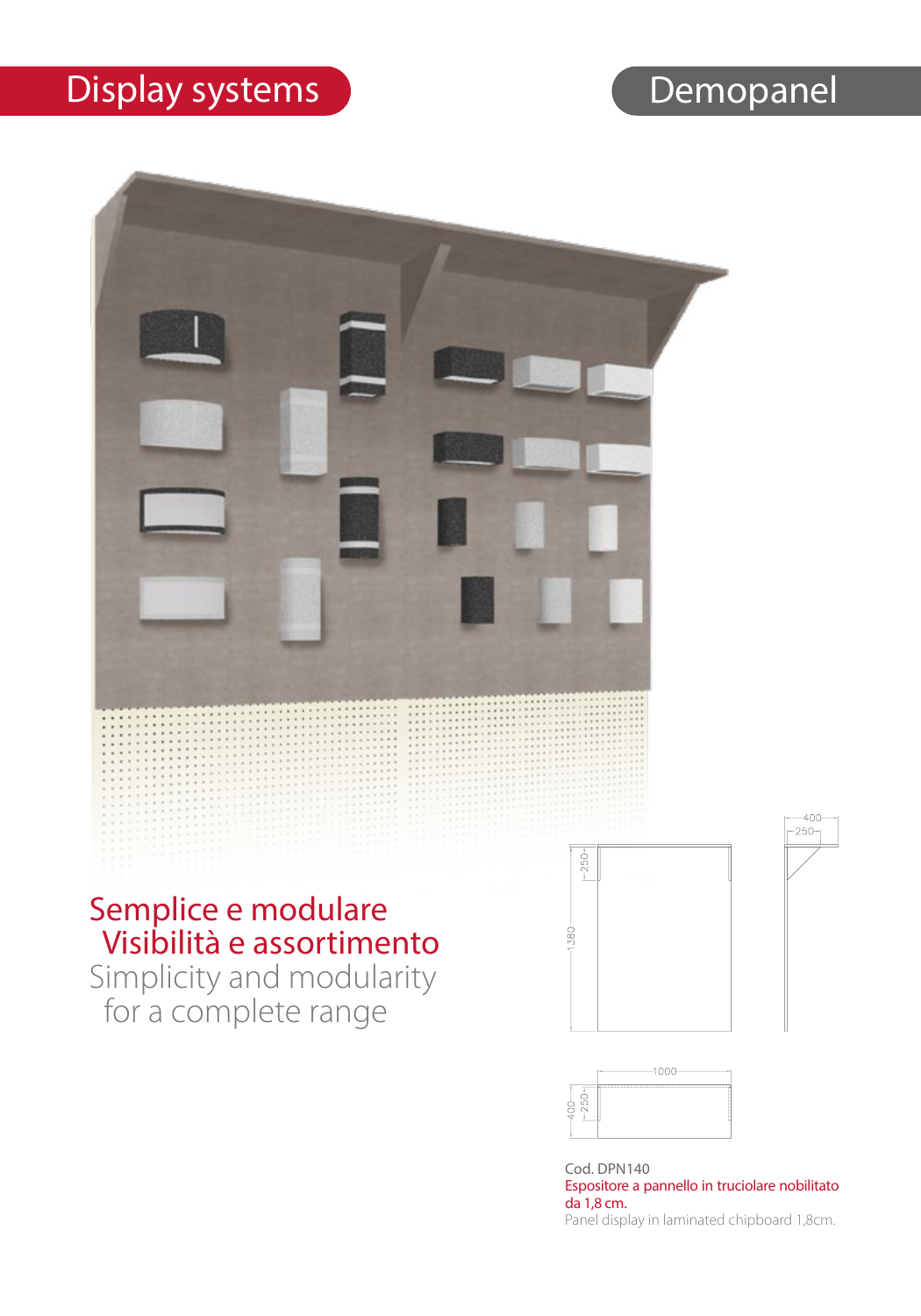# Display systems

# Demopanel

## Semplice e modulare
## Visibilità e assortimento

Simplicity and modularity
for a complete range

Cod. DPN140

Espositore a pannello in truciolare nobilitato da 1,8 cm.

Panel display in laminated chipboard 1,8cm.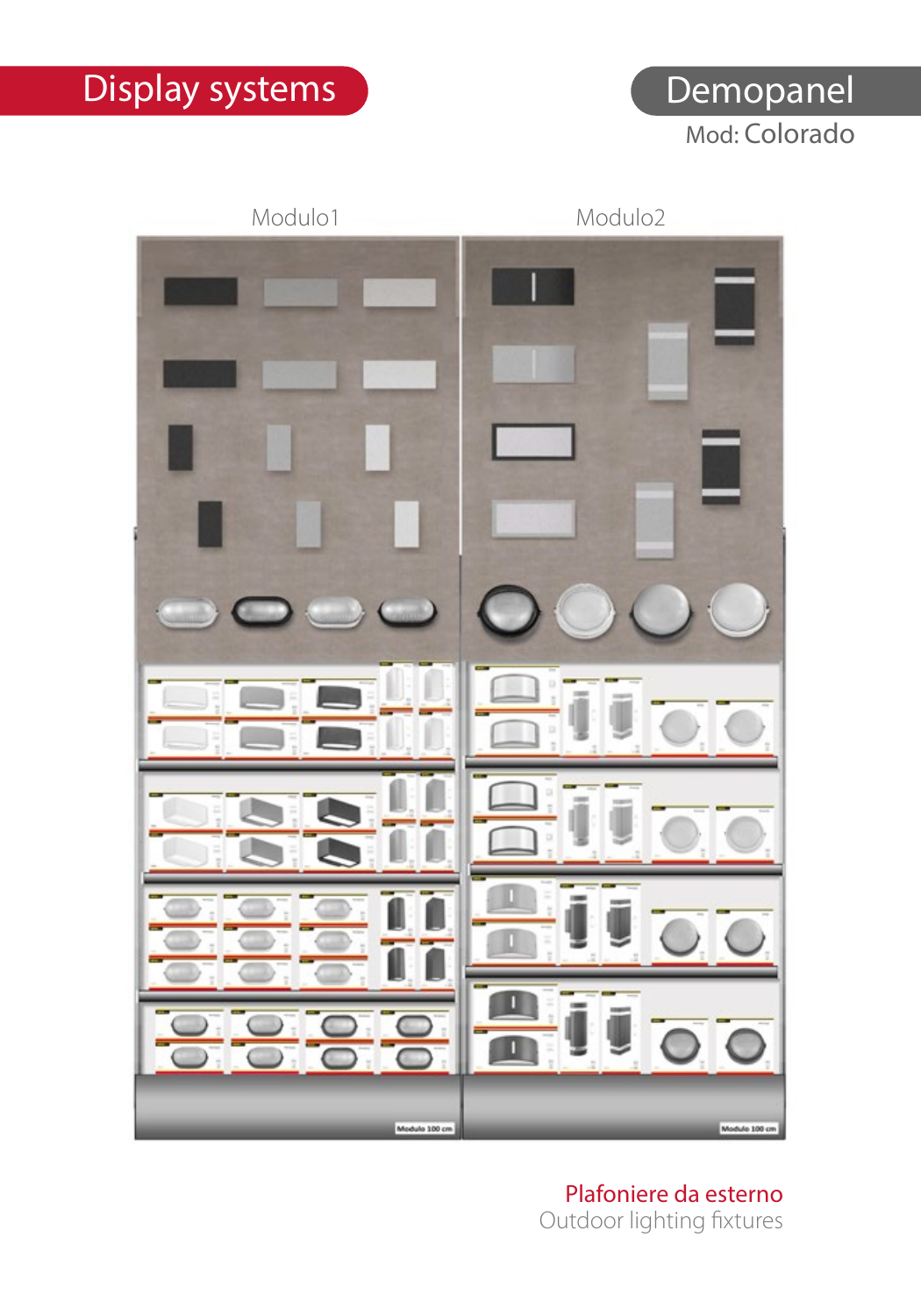Display systems

# Demopanel

Mod: Colorado

Modulo1

Modulo2

Modulo 100 cm

Modulo 100 cm

Plafoniere da esterno

Outdoor lighting fixtures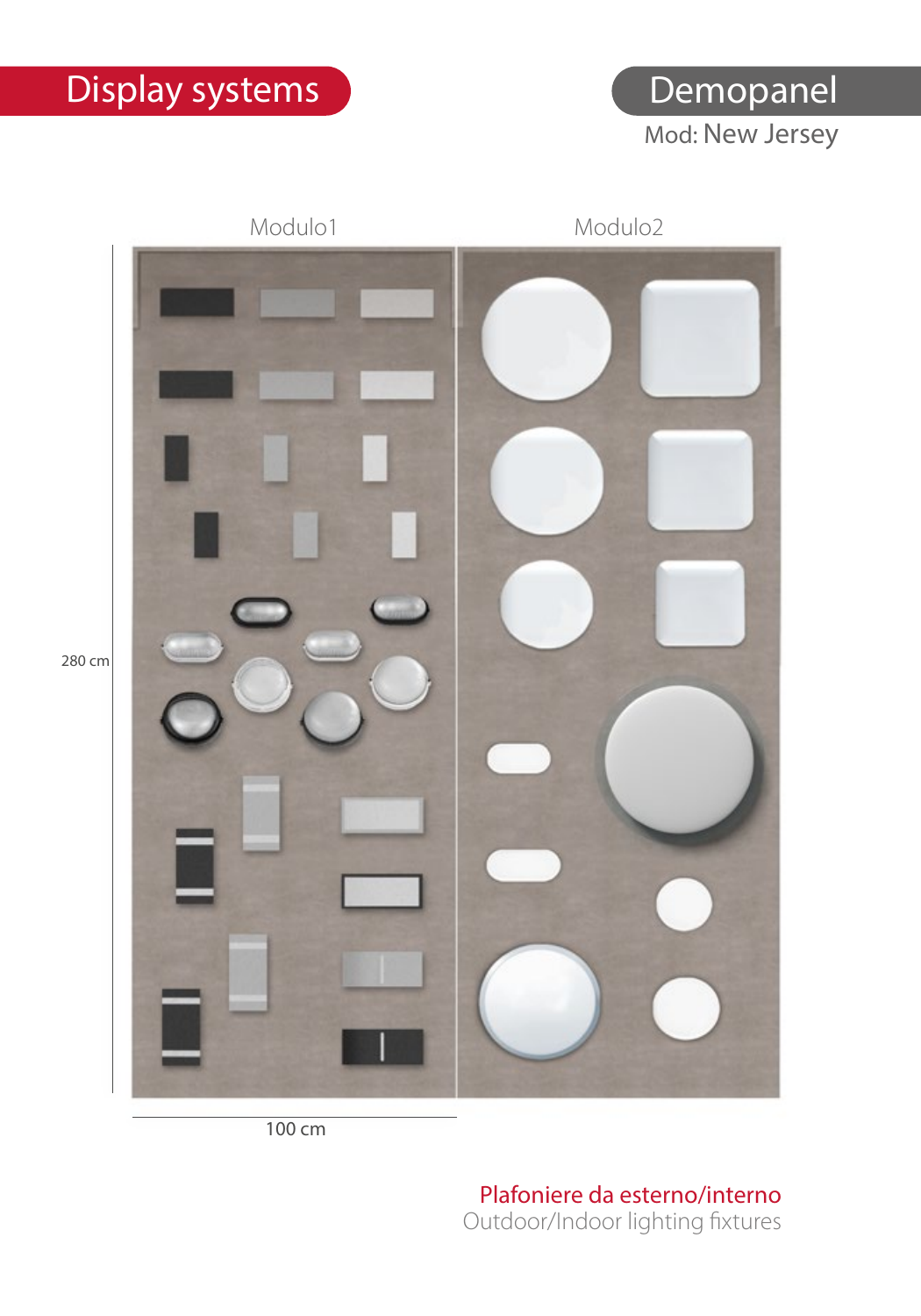# Display systems

## Demopanel

Mod: New Jersey

Modulo1

Modulo2

280 cm

100 cm

Plafoniere da esterno/interno

Outdoor/Indoor lighting fixtures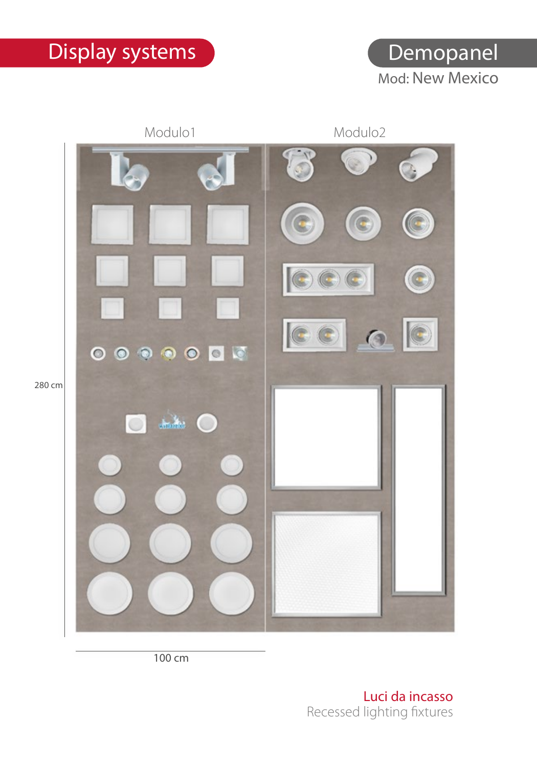# Display systems

## Demopanel

Mod: New Mexico

Modulo1

Modulo2

280 cm

100 cm

**Luci da incasso**

Recessed lighting fixtures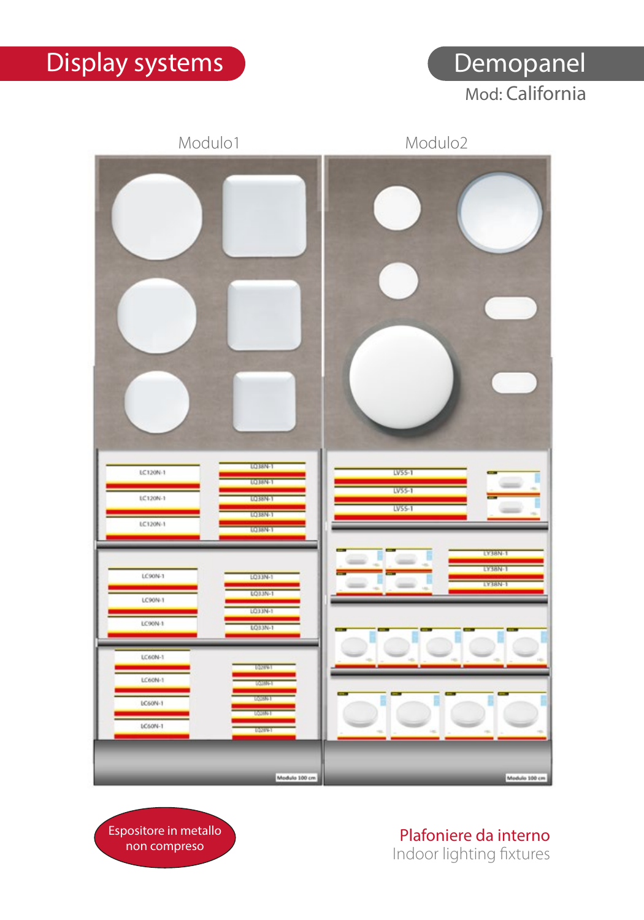# Display systems

## Demopanel

Mod: California

Modulo1

Modulo2

LC120N-1

LC120N-1

LC120N-1

LQ38N-1

LQ38N-1

LQ38N-1

LQ38N-1

LQ38N-1

LC90N-1

LC90N-1

LC90N-1

LQ33N-1

LQ33N-1

LQ33N-1

LQ33N-1

LC60N-1

LC60N-1

LC60N-1

LC60N-1

LQ28N-1

LQ28N-1

LQ28N-1

LQ28N-1

LQ28N-1

Modulo 100 cm

LV55-1

LV55-1

LV55-1

LY38N-1

LY38N-1

LY38N-1

Modulo 100 cm

Espositore in metallo non compreso

**Plafoniere da interno**

Indoor lighting fixtures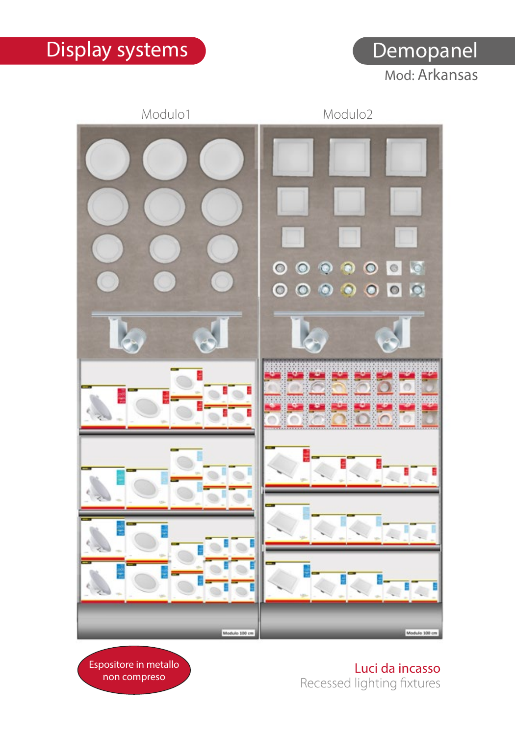# Display systems

## Demopanel

Mod: Arkansas

Modulo1

Modulo2

Espositore in metallo non compreso

**Luci da incasso**

Recessed lighting fixtures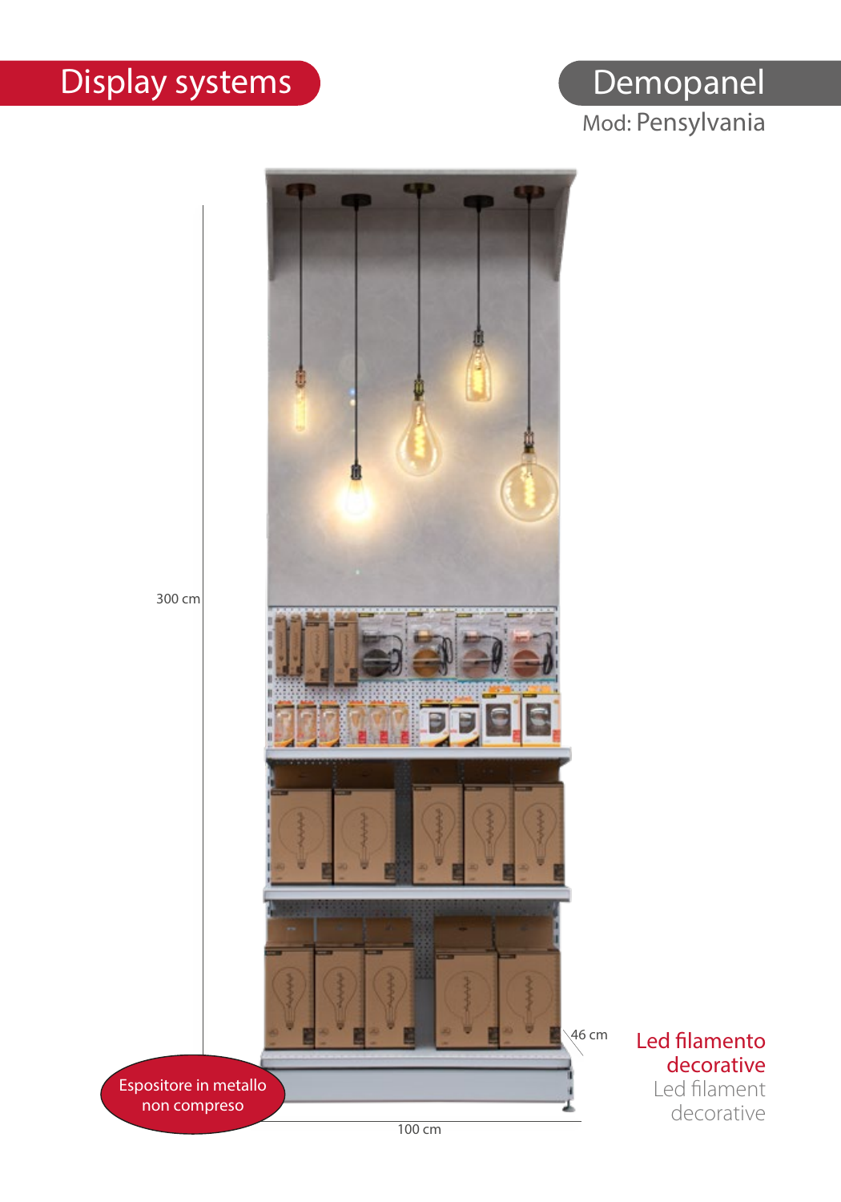# Display systems

## Demopanel

Mod: Pensylvania

300 cm

46 cm

100 cm

Espositore in metallo non compreso

**Led filamento decorative**

Led filament decorative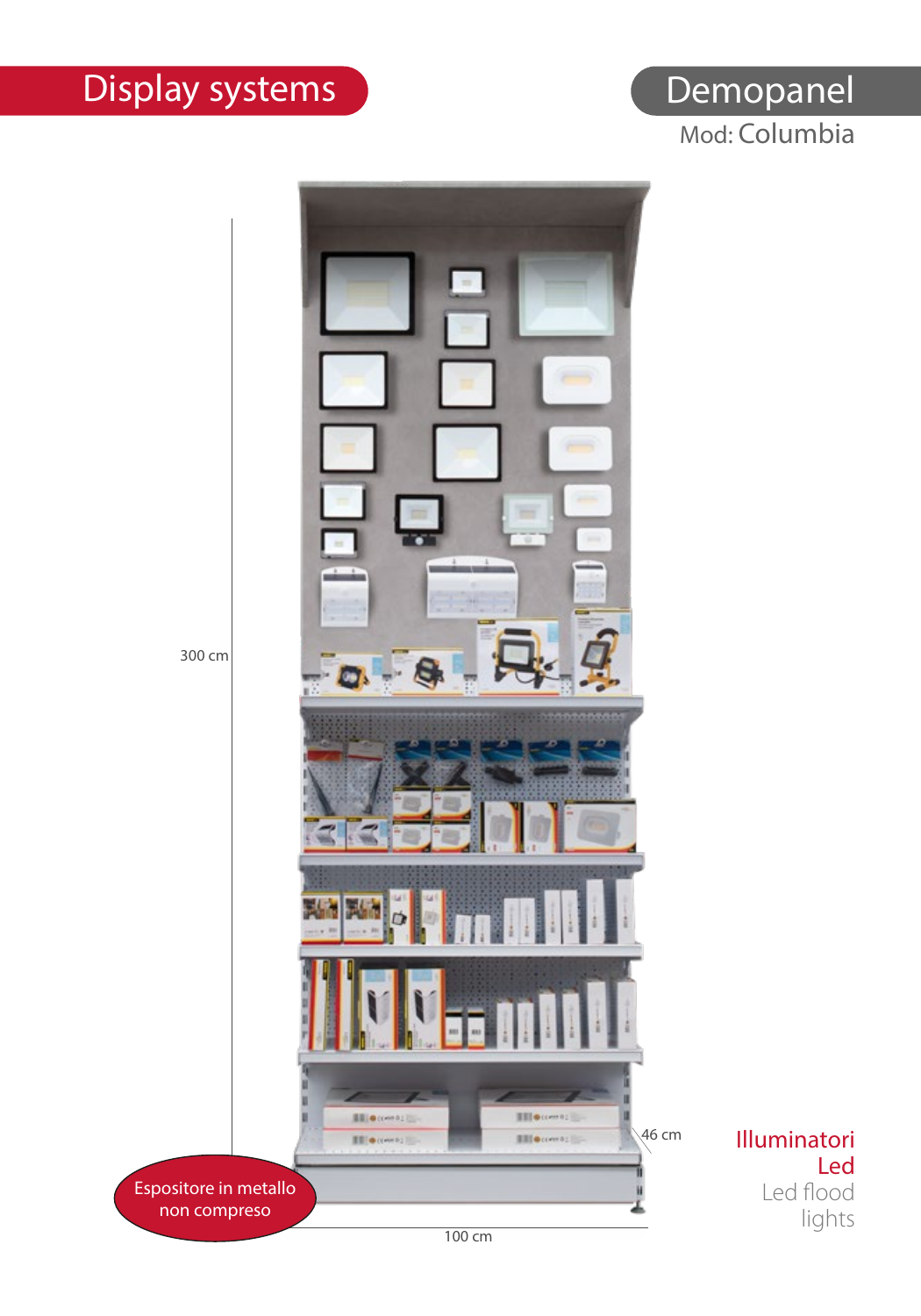# Display systems

## Demopanel

Mod: Columbia

300 cm

46 cm

100 cm

Espositore in metallo non compreso

**Illuminatori Led**

Led flood lights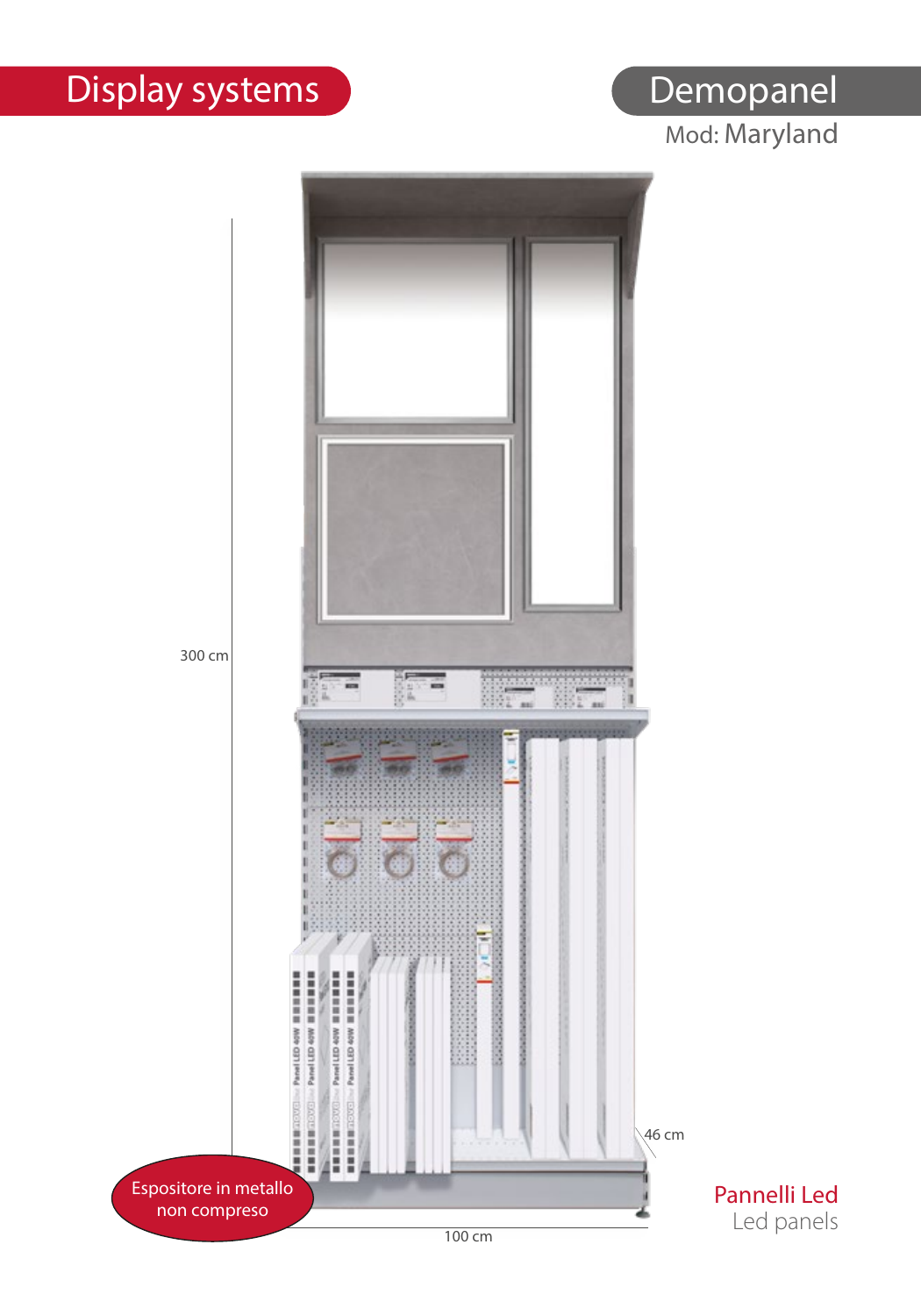# Display systems

## Demopanel

Mod: Maryland

300 cm

46 cm

100 cm

Espositore in metallo non compreso

**Pannelli Led**

Led panels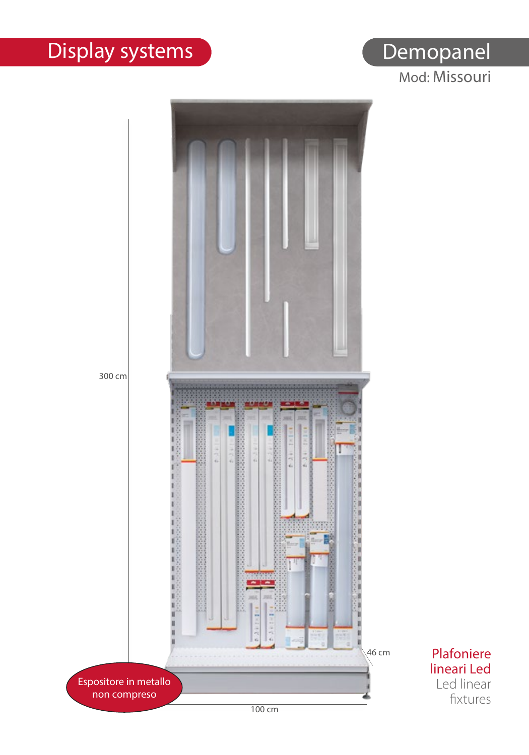# Display systems

## Demopanel

Mod: Missouri

300 cm

46 cm

100 cm

Espositore in metallo non compreso

**Plafoniere lineari Led**

Led linear fixtures